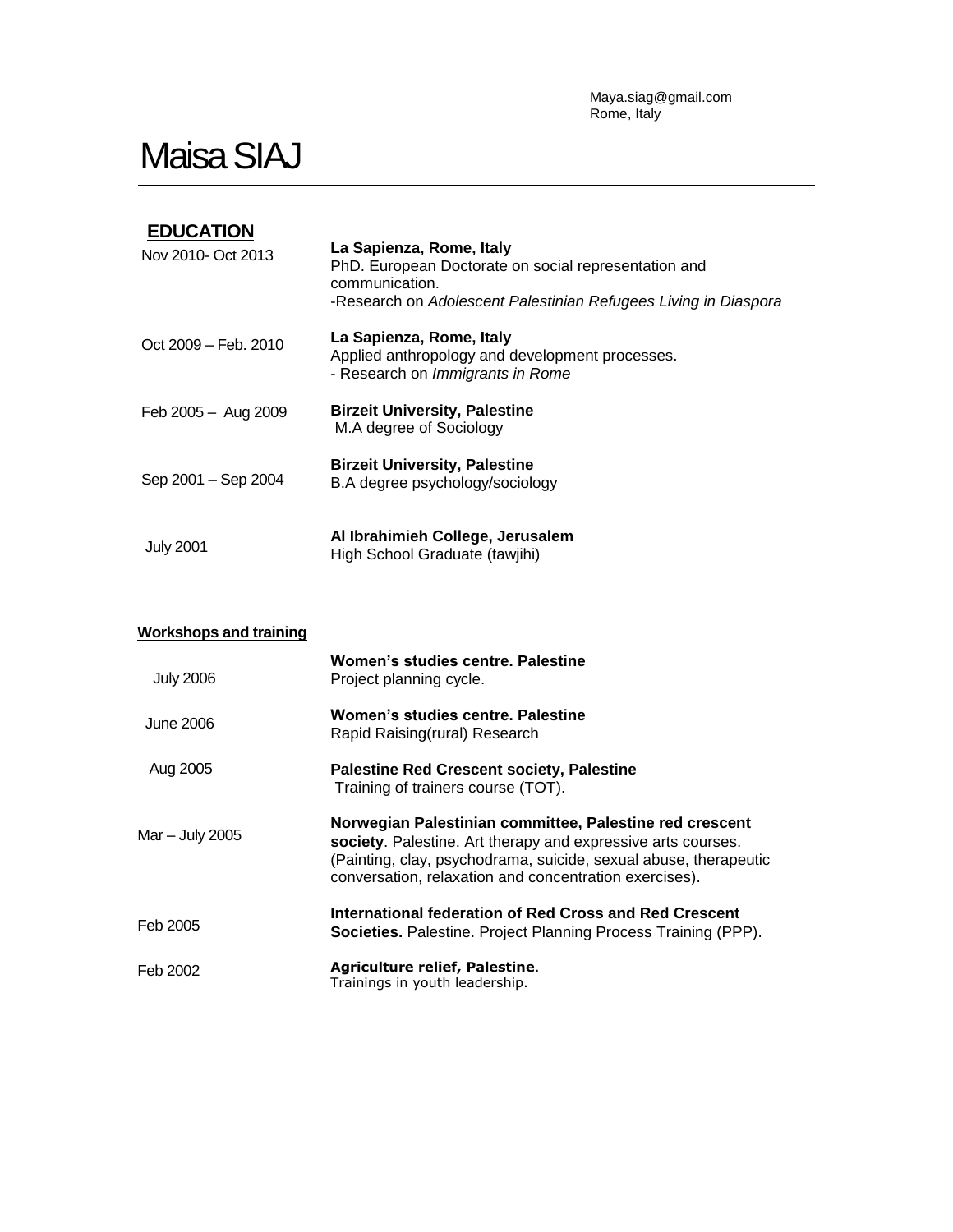Maya.siag@gmail.com
Rome, Italy

# Maisa SIAJ

## EDUCATION

Nov 2010- Oct 2013
**La Sapienza, Rome, Italy**
PhD. European Doctorate on social representation and communication.
-Research on *Adolescent Palestinian Refugees Living in Diaspora*

Oct 2009 – Feb. 2010
**La Sapienza, Rome, Italy**
Applied anthropology and development processes.
- Research on *Immigrants in Rome*

Feb 2005 – Aug 2009
**Birzeit University, Palestine**
M.A degree of Sociology

Sep 2001 – Sep 2004
**Birzeit University, Palestine**
B.A degree psychology/sociology

July 2001
**Al Ibrahimieh College, Jerusalem**
High School Graduate (tawjihi)

## Workshops and training

July 2006
**Women's studies centre. Palestine**
Project planning cycle.

June 2006
**Women's studies centre. Palestine**
Rapid Raising(rural) Research

Aug 2005
**Palestine Red Crescent society, Palestine**
Training of trainers course (TOT).

Mar – July 2005
**Norwegian Palestinian committee, Palestine red crescent society**. Palestine. Art therapy and expressive arts courses. (Painting, clay, psychodrama, suicide, sexual abuse, therapeutic conversation, relaxation and concentration exercises).

Feb 2005
**International federation of Red Cross and Red Crescent Societies.** Palestine. Project Planning Process Training (PPP).

Feb 2002
**Agriculture relief, Palestine**.
Trainings in youth leadership.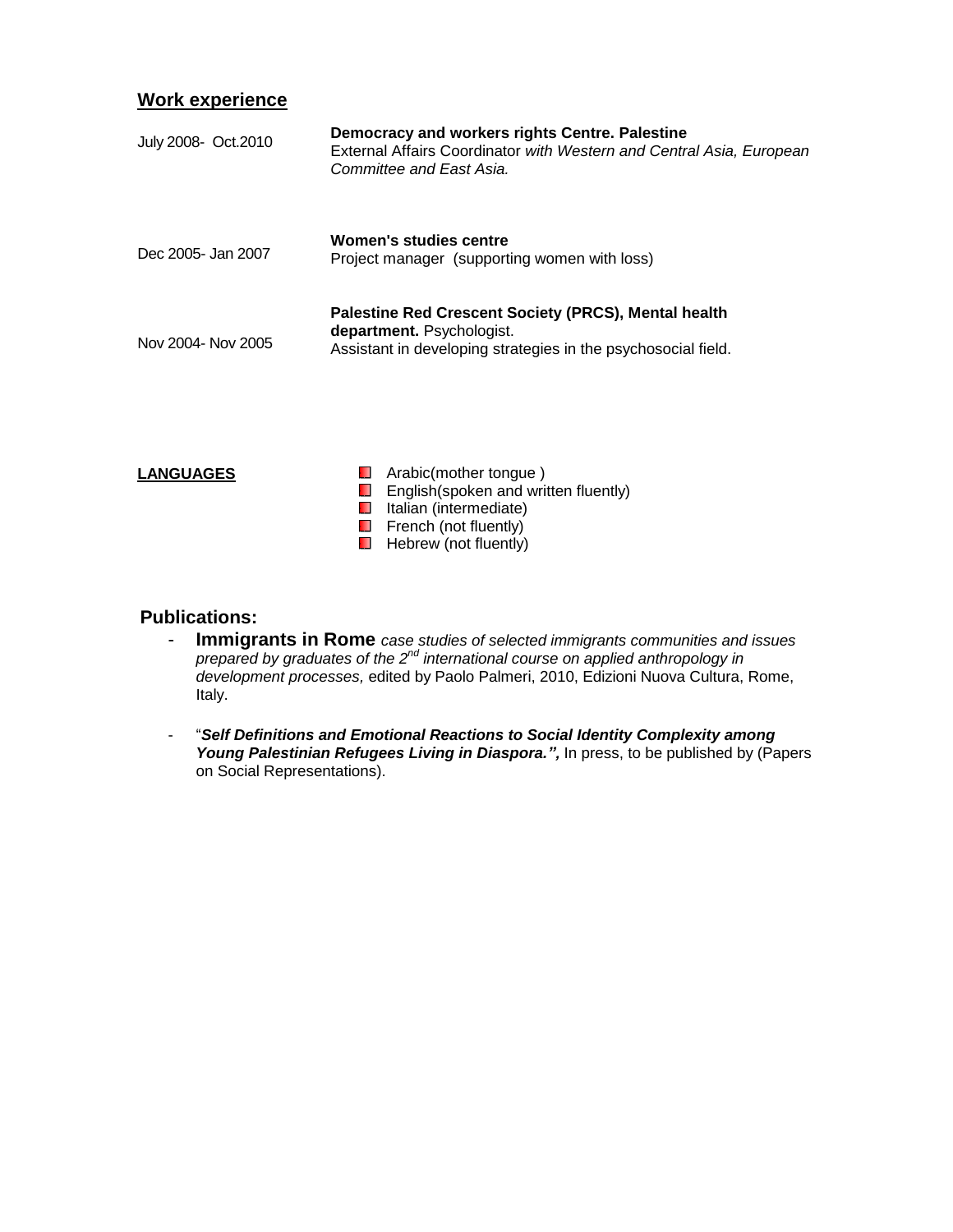## Work experience

| | |
|---|---|
| July 2008- Oct.2010 | **Democracy and workers rights Centre. Palestine**<br>External Affairs Coordinator *with Western and Central Asia, European Committee and East Asia.* |
| Dec 2005- Jan 2007 | **Women's studies centre**<br>Project manager (supporting women with loss) |
| Nov 2004- Nov 2005 | **Palestine Red Crescent Society (PRCS), Mental health department.** Psychologist.<br>Assistant in developing strategies in the psychosocial field. |

**LANGUAGES**

- Arabic(mother tongue )
- English(spoken and written fluently)
- Italian (intermediate)
- French (not fluently)
- Hebrew (not fluently)

### Publications:

- **Immigrants in Rome** *case studies of selected immigrants communities and issues prepared by graduates of the 2nd international course on applied anthropology in development processes,* edited by Paolo Palmeri, 2010, Edizioni Nuova Cultura, Rome, Italy.

- "***Self Definitions and Emotional Reactions to Social Identity Complexity among Young Palestinian Refugees Living in Diaspora.",*** In press, to be published by (Papers on Social Representations).